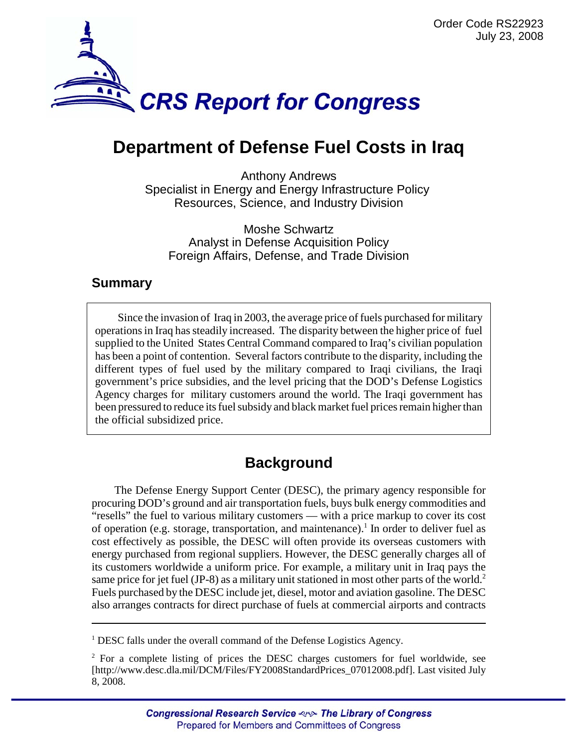Order Code RS22923
July 23, 2008

# CRS Report for Congress

# Department of Defense Fuel Costs in Iraq

Anthony Andrews
Specialist in Energy and Energy Infrastructure Policy
Resources, Science, and Industry Division

Moshe Schwartz
Analyst in Defense Acquisition Policy
Foreign Affairs, Defense, and Trade Division

## Summary

Since the invasion of Iraq in 2003, the average price of fuels purchased for military operations in Iraq has steadily increased. The disparity between the higher price of fuel supplied to the United States Central Command compared to Iraq's civilian population has been a point of contention. Several factors contribute to the disparity, including the different types of fuel used by the military compared to Iraqi civilians, the Iraqi government's price subsidies, and the level pricing that the DOD's Defense Logistics Agency charges for military customers around the world. The Iraqi government has been pressured to reduce its fuel subsidy and black market fuel prices remain higher than the official subsidized price.

## Background

The Defense Energy Support Center (DESC), the primary agency responsible for procuring DOD's ground and air transportation fuels, buys bulk energy commodities and "resells" the fuel to various military customers — with a price markup to cover its cost of operation (e.g. storage, transportation, and maintenance).[1] In order to deliver fuel as cost effectively as possible, the DESC will often provide its overseas customers with energy purchased from regional suppliers. However, the DESC generally charges all of its customers worldwide a uniform price. For example, a military unit in Iraq pays the same price for jet fuel (JP-8) as a military unit stationed in most other parts of the world.[2] Fuels purchased by the DESC include jet, diesel, motor and aviation gasoline. The DESC also arranges contracts for direct purchase of fuels at commercial airports and contracts

---

[1] DESC falls under the overall command of the Defense Logistics Agency.

[2] For a complete listing of prices the DESC charges customers for fuel worldwide, see [http://www.desc.dla.mil/DCM/Files/FY2008StandardPrices_07012008.pdf]. Last visited July 8, 2008.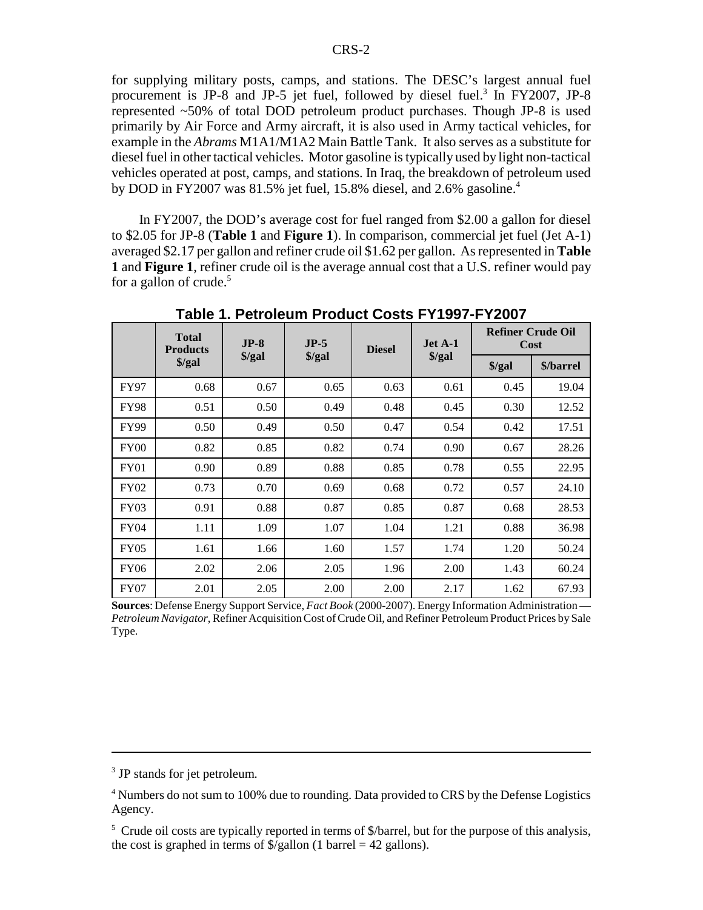for supplying military posts, camps, and stations. The DESC's largest annual fuel procurement is JP-8 and JP-5 jet fuel, followed by diesel fuel.[3] In FY2007, JP-8 represented ~50% of total DOD petroleum product purchases. Though JP-8 is used primarily by Air Force and Army aircraft, it is also used in Army tactical vehicles, for example in the *Abrams* M1A1/M1A2 Main Battle Tank. It also serves as a substitute for diesel fuel in other tactical vehicles. Motor gasoline is typically used by light non-tactical vehicles operated at post, camps, and stations. In Iraq, the breakdown of petroleum used by DOD in FY2007 was 81.5% jet fuel, 15.8% diesel, and 2.6% gasoline.[4]

In FY2007, the DOD's average cost for fuel ranged from $2.00 a gallon for diesel to $2.05 for JP-8 (**Table 1** and **Figure 1**). In comparison, commercial jet fuel (Jet A-1) averaged $2.17 per gallon and refiner crude oil $1.62 per gallon. As represented in **Table 1** and **Figure 1**, refiner crude oil is the average annual cost that a U.S. refiner would pay for a gallon of crude.[5]

**Table 1. Petroleum Product Costs FY1997-FY2007**

| | Total Products $/gal | JP-8 $/gal | JP-5 $/gal | Diesel | Jet A-1 $/gal | Refiner Crude Oil Cost | |
|---|---|---|---|---|---|---|---|
| | | | | | | $/gal | $/barrel |
| FY97 | 0.68 | 0.67 | 0.65 | 0.63 | 0.61 | 0.45 | 19.04 |
| FY98 | 0.51 | 0.50 | 0.49 | 0.48 | 0.45 | 0.30 | 12.52 |
| FY99 | 0.50 | 0.49 | 0.50 | 0.47 | 0.54 | 0.42 | 17.51 |
| FY00 | 0.82 | 0.85 | 0.82 | 0.74 | 0.90 | 0.67 | 28.26 |
| FY01 | 0.90 | 0.89 | 0.88 | 0.85 | 0.78 | 0.55 | 22.95 |
| FY02 | 0.73 | 0.70 | 0.69 | 0.68 | 0.72 | 0.57 | 24.10 |
| FY03 | 0.91 | 0.88 | 0.87 | 0.85 | 0.87 | 0.68 | 28.53 |
| FY04 | 1.11 | 1.09 | 1.07 | 1.04 | 1.21 | 0.88 | 36.98 |
| FY05 | 1.61 | 1.66 | 1.60 | 1.57 | 1.74 | 1.20 | 50.24 |
| FY06 | 2.02 | 2.06 | 2.05 | 1.96 | 2.00 | 1.43 | 60.24 |
| FY07 | 2.01 | 2.05 | 2.00 | 2.00 | 2.17 | 1.62 | 67.93 |

**Sources**: Defense Energy Support Service, *Fact Book* (2000-2007). Energy Information Administration — *Petroleum Navigator*, Refiner Acquisition Cost of Crude Oil, and Refiner Petroleum Product Prices by Sale Type.

---

[3] JP stands for jet petroleum.

[4] Numbers do not sum to 100% due to rounding. Data provided to CRS by the Defense Logistics Agency.

[5] Crude oil costs are typically reported in terms of $/barrel, but for the purpose of this analysis, the cost is graphed in terms of $/gallon (1 barrel = 42 gallons).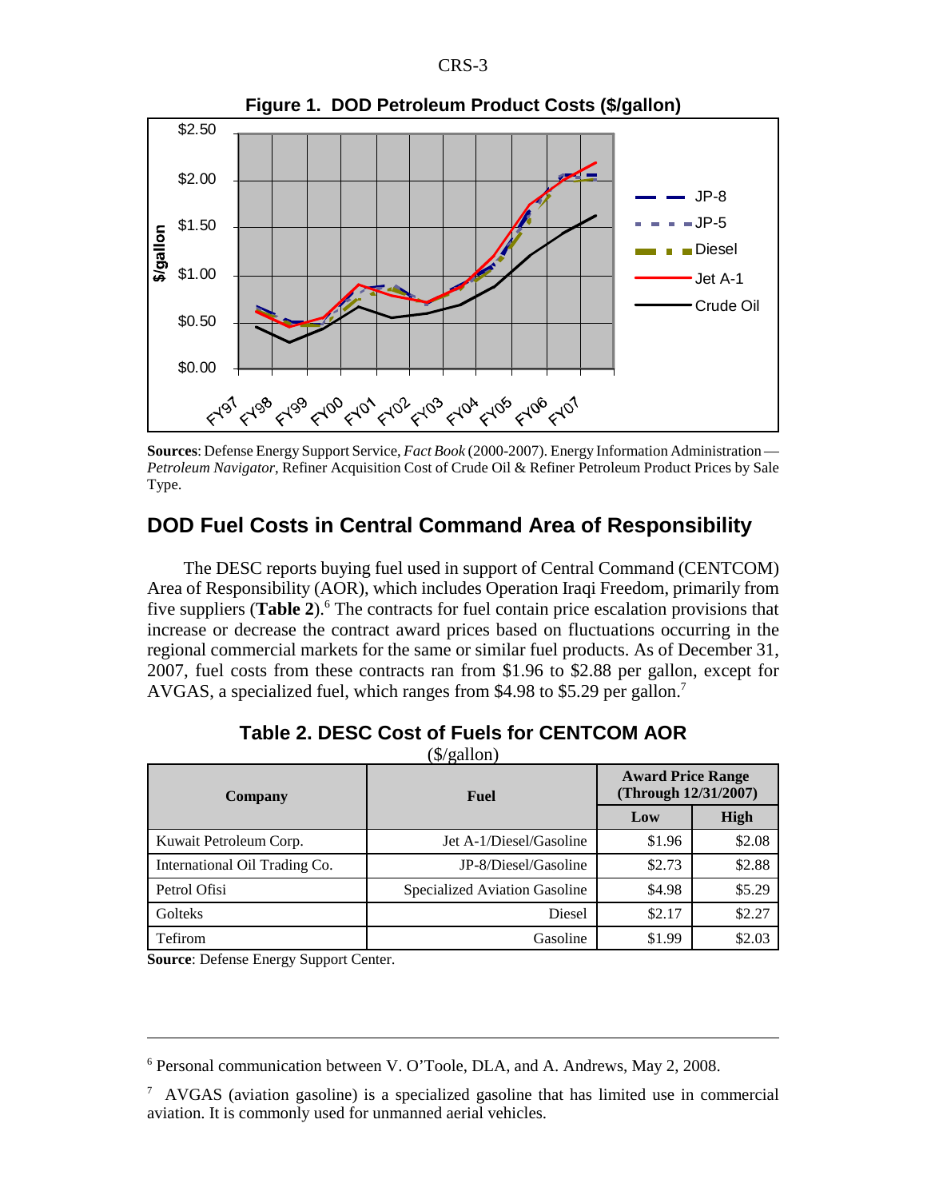**Figure 1. DOD Petroleum Product Costs ($/gallon)**

**Sources**: Defense Energy Support Service, *Fact Book* (2000-2007). Energy Information Administration — *Petroleum Navigator*, Refiner Acquisition Cost of Crude Oil & Refiner Petroleum Product Prices by Sale Type.

## DOD Fuel Costs in Central Command Area of Responsibility

The DESC reports buying fuel used in support of Central Command (CENTCOM) Area of Responsibility (AOR), which includes Operation Iraqi Freedom, primarily from five suppliers (**Table 2**).[6] The contracts for fuel contain price escalation provisions that increase or decrease the contract award prices based on fluctuations occurring in the regional commercial markets for the same or similar fuel products. As of December 31, 2007, fuel costs from these contracts ran from $1.96 to $2.88 per gallon, except for AVGAS, a specialized fuel, which ranges from $4.98 to $5.29 per gallon.[7]

**Table 2. DESC Cost of Fuels for CENTCOM AOR**
($/gallon)

| Company | Fuel | Award Price Range (Through 12/31/2007) | |
|---|---|---|---|
| | | Low | High |
| Kuwait Petroleum Corp. | Jet A-1/Diesel/Gasoline | $1.96 | $2.08 |
| International Oil Trading Co. | JP-8/Diesel/Gasoline | $2.73 | $2.88 |
| Petrol Ofisi | Specialized Aviation Gasoline | $4.98 | $5.29 |
| Golteks | Diesel | $2.17 | $2.27 |
| Tefirom | Gasoline | $1.99 | $2.03 |

**Source**: Defense Energy Support Center.

---

[6] Personal communication between V. O'Toole, DLA, and A. Andrews, May 2, 2008.

[7] AVGAS (aviation gasoline) is a specialized gasoline that has limited use in commercial aviation. It is commonly used for unmanned aerial vehicles.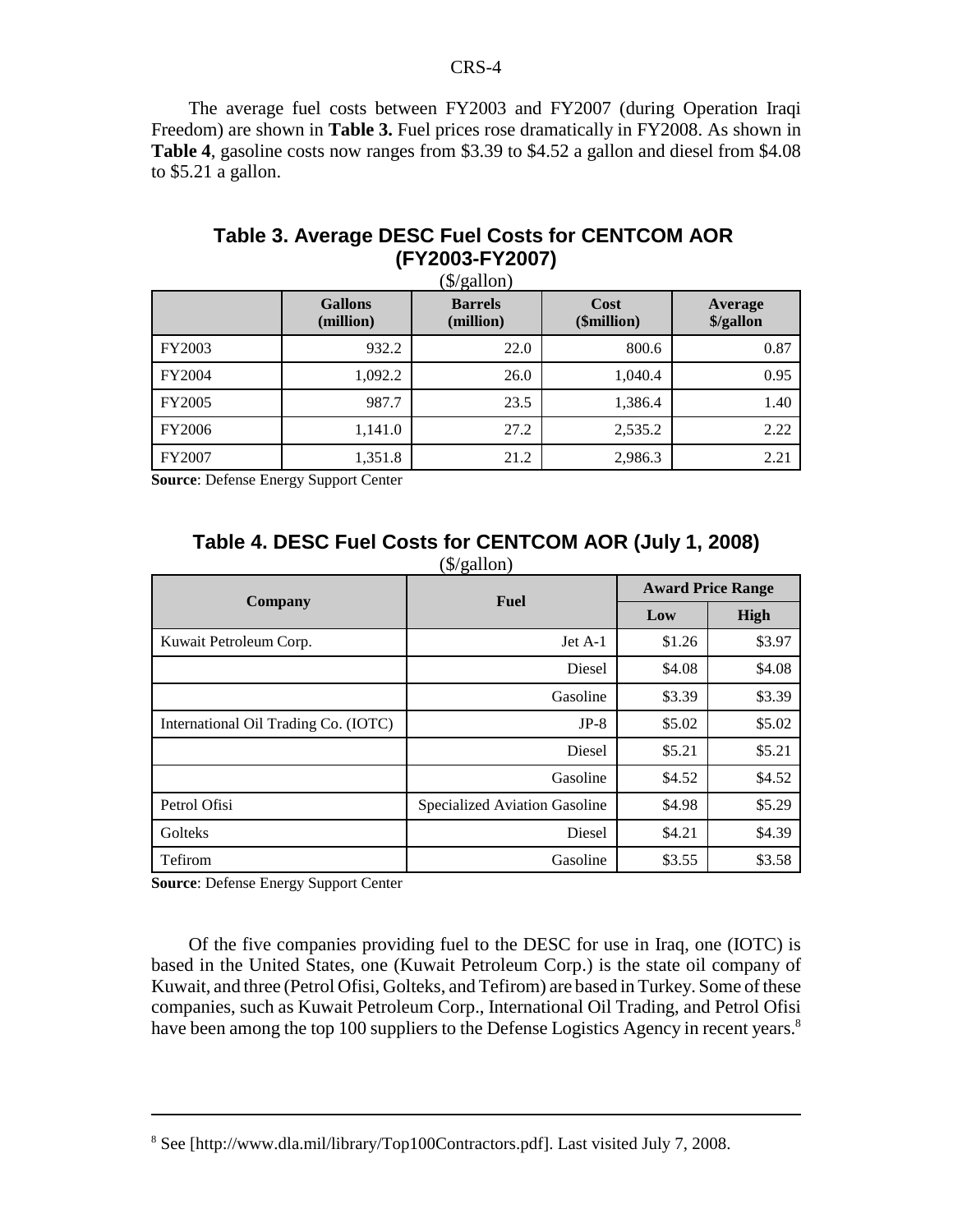The average fuel costs between FY2003 and FY2007 (during Operation Iraqi Freedom) are shown in **Table 3.** Fuel prices rose dramatically in FY2008. As shown in **Table 4**, gasoline costs now ranges from \$3.39 to \$4.52 a gallon and diesel from \$4.08 to \$5.21 a gallon.

## Table 3. Average DESC Fuel Costs for CENTCOM AOR (FY2003-FY2007)

(\$/gallon)

| | Gallons (million) | Barrels (million) | Cost (\$million) | Average \$/gallon |
|---|---|---|---|---|
| FY2003 | 932.2 | 22.0 | 800.6 | 0.87 |
| FY2004 | 1,092.2 | 26.0 | 1,040.4 | 0.95 |
| FY2005 | 987.7 | 23.5 | 1,386.4 | 1.40 |
| FY2006 | 1,141.0 | 27.2 | 2,535.2 | 2.22 |
| FY2007 | 1,351.8 | 21.2 | 2,986.3 | 2.21 |

**Source**: Defense Energy Support Center

## Table 4. DESC Fuel Costs for CENTCOM AOR (July 1, 2008)

(\$/gallon)

| Company | Fuel | Award Price Range | |
|---|---|---|---|
| | | Low | High |
| Kuwait Petroleum Corp. | Jet A-1 | \$1.26 | \$3.97 |
| | Diesel | \$4.08 | \$4.08 |
| | Gasoline | \$3.39 | \$3.39 |
| International Oil Trading Co. (IOTC) | JP-8 | \$5.02 | \$5.02 |
| | Diesel | \$5.21 | \$5.21 |
| | Gasoline | \$4.52 | \$4.52 |
| Petrol Ofisi | Specialized Aviation Gasoline | \$4.98 | \$5.29 |
| Golteks | Diesel | \$4.21 | \$4.39 |
| Tefirom | Gasoline | \$3.55 | \$3.58 |

**Source**: Defense Energy Support Center

Of the five companies providing fuel to the DESC for use in Iraq, one (IOTC) is based in the United States, one (Kuwait Petroleum Corp.) is the state oil company of Kuwait, and three (Petrol Ofisi, Golteks, and Tefirom) are based in Turkey. Some of these companies, such as Kuwait Petroleum Corp., International Oil Trading, and Petrol Ofisi have been among the top 100 suppliers to the Defense Logistics Agency in recent years.[8]

---

[8] See [http://www.dla.mil/library/Top100Contractors.pdf]. Last visited July 7, 2008.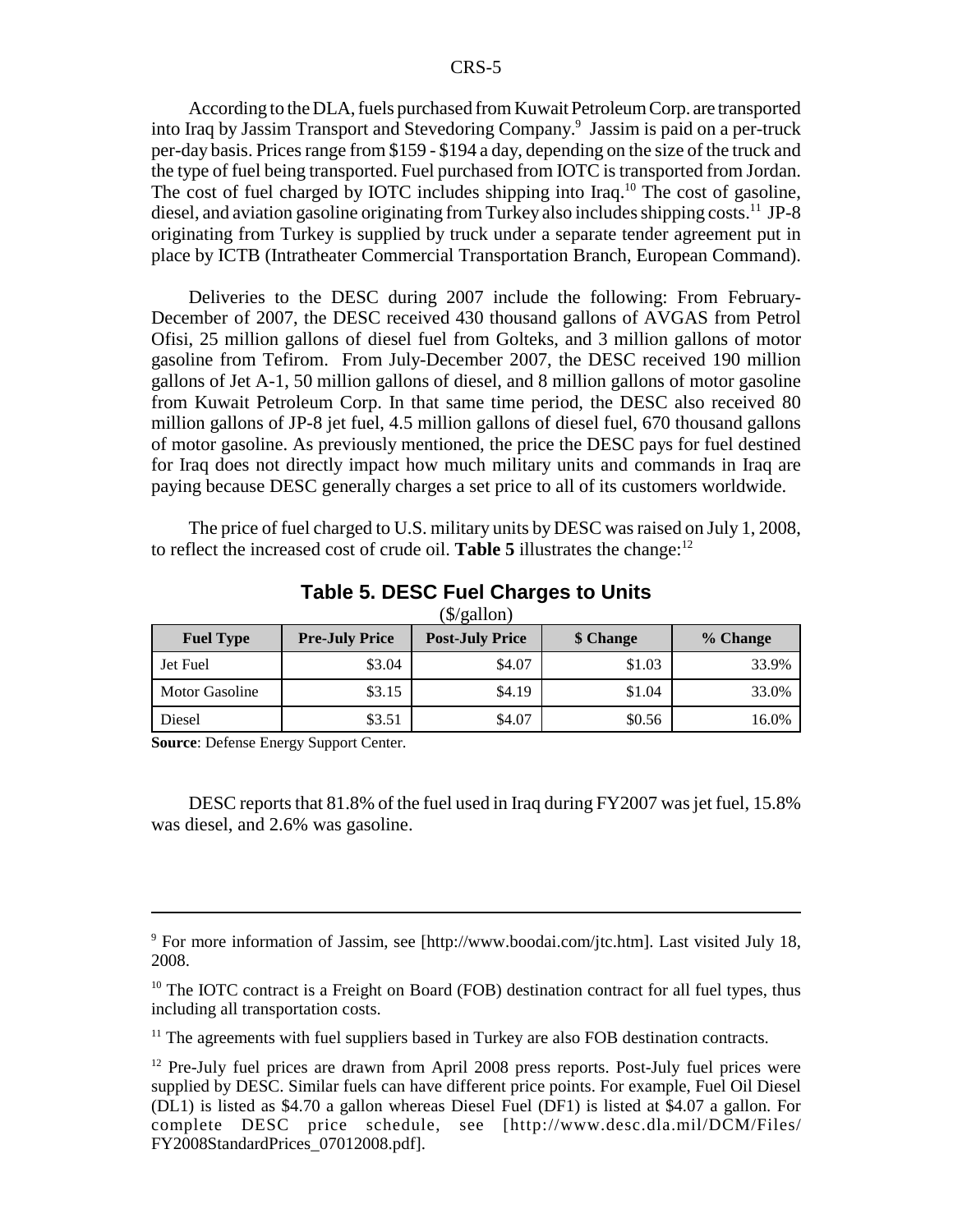According to the DLA, fuels purchased from Kuwait Petroleum Corp. are transported into Iraq by Jassim Transport and Stevedoring Company.[9] Jassim is paid on a per-truck per-day basis. Prices range from $159 - $194 a day, depending on the size of the truck and the type of fuel being transported. Fuel purchased from IOTC is transported from Jordan. The cost of fuel charged by IOTC includes shipping into Iraq.[10] The cost of gasoline, diesel, and aviation gasoline originating from Turkey also includes shipping costs.[11] JP-8 originating from Turkey is supplied by truck under a separate tender agreement put in place by ICTB (Intratheater Commercial Transportation Branch, European Command).

Deliveries to the DESC during 2007 include the following: From February-December of 2007, the DESC received 430 thousand gallons of AVGAS from Petrol Ofisi, 25 million gallons of diesel fuel from Golteks, and 3 million gallons of motor gasoline from Tefirom. From July-December 2007, the DESC received 190 million gallons of Jet A-1, 50 million gallons of diesel, and 8 million gallons of motor gasoline from Kuwait Petroleum Corp. In that same time period, the DESC also received 80 million gallons of JP-8 jet fuel, 4.5 million gallons of diesel fuel, 670 thousand gallons of motor gasoline. As previously mentioned, the price the DESC pays for fuel destined for Iraq does not directly impact how much military units and commands in Iraq are paying because DESC generally charges a set price to all of its customers worldwide.

The price of fuel charged to U.S. military units by DESC was raised on July 1, 2008, to reflect the increased cost of crude oil. **Table 5** illustrates the change:[12]

**Table 5. DESC Fuel Charges to Units**
($/gallon)

| Fuel Type | Pre-July Price | Post-July Price | $ Change | % Change |
|---|---|---|---|---|
| Jet Fuel | $3.04 | $4.07 | $1.03 | 33.9% |
| Motor Gasoline | $3.15 | $4.19 | $1.04 | 33.0% |
| Diesel | $3.51 | $4.07 | $0.56 | 16.0% |

**Source**: Defense Energy Support Center.

DESC reports that 81.8% of the fuel used in Iraq during FY2007 was jet fuel, 15.8% was diesel, and 2.6% was gasoline.

---

[9] For more information of Jassim, see [http://www.boodai.com/jtc.htm]. Last visited July 18, 2008.

[10] The IOTC contract is a Freight on Board (FOB) destination contract for all fuel types, thus including all transportation costs.

[11] The agreements with fuel suppliers based in Turkey are also FOB destination contracts.

[12] Pre-July fuel prices are drawn from April 2008 press reports. Post-July fuel prices were supplied by DESC. Similar fuels can have different price points. For example, Fuel Oil Diesel (DL1) is listed as $4.70 a gallon whereas Diesel Fuel (DF1) is listed at $4.07 a gallon. For complete DESC price schedule, see [http://www.desc.dla.mil/DCM/Files/FY2008StandardPrices_07012008.pdf].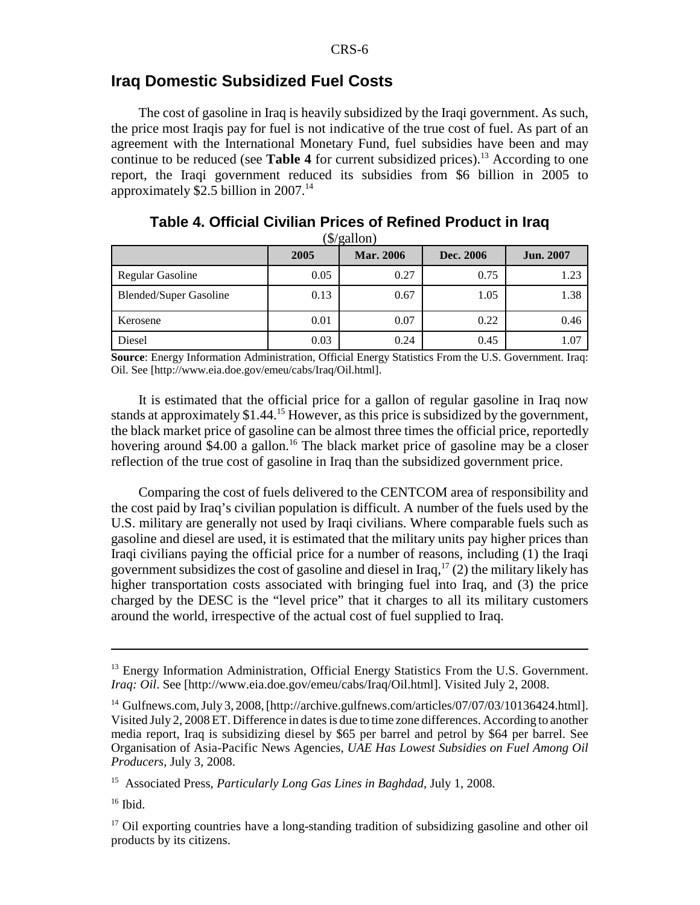## Iraq Domestic Subsidized Fuel Costs

The cost of gasoline in Iraq is heavily subsidized by the Iraqi government. As such, the price most Iraqis pay for fuel is not indicative of the true cost of fuel. As part of an agreement with the International Monetary Fund, fuel subsidies have been and may continue to be reduced (see **Table 4** for current subsidized prices).[13] According to one report, the Iraqi government reduced its subsidies from $6 billion in 2005 to approximately $2.5 billion in 2007.[14]

**Table 4. Official Civilian Prices of Refined Product in Iraq**

($/gallon)

| | 2005 | Mar. 2006 | Dec. 2006 | Jun. 2007 |
|---|---|---|---|---|
| Regular Gasoline | 0.05 | 0.27 | 0.75 | 1.23 |
| Blended/Super Gasoline | 0.13 | 0.67 | 1.05 | 1.38 |
| Kerosene | 0.01 | 0.07 | 0.22 | 0.46 |
| Diesel | 0.03 | 0.24 | 0.45 | 1.07 |

**Source**: Energy Information Administration, Official Energy Statistics From the U.S. Government. Iraq: Oil. See [http://www.eia.doe.gov/emeu/cabs/Iraq/Oil.html].

It is estimated that the official price for a gallon of regular gasoline in Iraq now stands at approximately $1.44.[15] However, as this price is subsidized by the government, the black market price of gasoline can be almost three times the official price, reportedly hovering around $4.00 a gallon.[16] The black market price of gasoline may be a closer reflection of the true cost of gasoline in Iraq than the subsidized government price.

Comparing the cost of fuels delivered to the CENTCOM area of responsibility and the cost paid by Iraq's civilian population is difficult. A number of the fuels used by the U.S. military are generally not used by Iraqi civilians. Where comparable fuels such as gasoline and diesel are used, it is estimated that the military units pay higher prices than Iraqi civilians paying the official price for a number of reasons, including (1) the Iraqi government subsidizes the cost of gasoline and diesel in Iraq,[17] (2) the military likely has higher transportation costs associated with bringing fuel into Iraq, and (3) the price charged by the DESC is the "level price" that it charges to all its military customers around the world, irrespective of the actual cost of fuel supplied to Iraq.

---

[13] Energy Information Administration, Official Energy Statistics From the U.S. Government. *Iraq: Oil*. See [http://www.eia.doe.gov/emeu/cabs/Iraq/Oil.html]. Visited July 2, 2008.

[14] Gulfnews.com, July 3, 2008, [http://archive.gulfnews.com/articles/07/07/03/10136424.html]. Visited July 2, 2008 ET. Difference in dates is due to time zone differences. According to another media report, Iraq is subsidizing diesel by $65 per barrel and petrol by $64 per barrel. See Organisation of Asia-Pacific News Agencies, *UAE Has Lowest Subsidies on Fuel Among Oil Producers*, July 3, 2008.

[15] Associated Press, *Particularly Long Gas Lines in Baghdad*, July 1, 2008.

[16] Ibid.

[17] Oil exporting countries have a long-standing tradition of subsidizing gasoline and other oil products by its citizens.